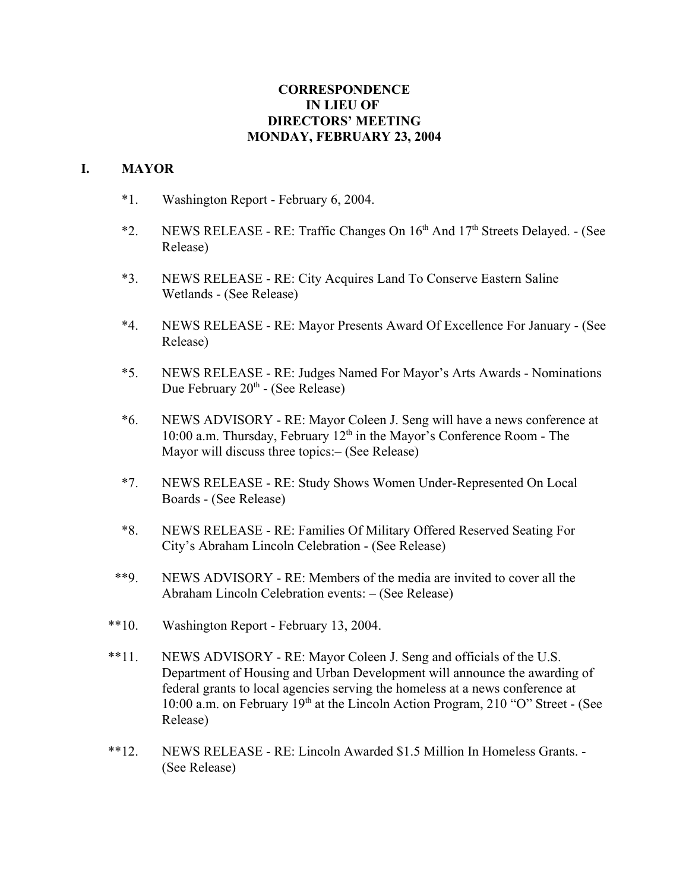# CORRESPONDENCE
# IN LIEU OF
# DIRECTORS' MEETING
# MONDAY, FEBRUARY 23, 2004

## I. MAYOR

*1. Washington Report - February 6, 2004.

*2. NEWS RELEASE - RE: Traffic Changes On 16th And 17th Streets Delayed. - (See Release)

*3. NEWS RELEASE - RE: City Acquires Land To Conserve Eastern Saline Wetlands - (See Release)

*4. NEWS RELEASE - RE: Mayor Presents Award Of Excellence For January - (See Release)

*5. NEWS RELEASE - RE: Judges Named For Mayor's Arts Awards - Nominations Due February 20th - (See Release)

*6. NEWS ADVISORY - RE: Mayor Coleen J. Seng will have a news conference at 10:00 a.m. Thursday, February 12th in the Mayor's Conference Room - The Mayor will discuss three topics:– (See Release)

*7. NEWS RELEASE - RE: Study Shows Women Under-Represented On Local Boards - (See Release)

*8. NEWS RELEASE - RE: Families Of Military Offered Reserved Seating For City's Abraham Lincoln Celebration - (See Release)

**9. NEWS ADVISORY - RE: Members of the media are invited to cover all the Abraham Lincoln Celebration events: – (See Release)

**10. Washington Report - February 13, 2004.

**11. NEWS ADVISORY - RE: Mayor Coleen J. Seng and officials of the U.S. Department of Housing and Urban Development will announce the awarding of federal grants to local agencies serving the homeless at a news conference at 10:00 a.m. on February 19th at the Lincoln Action Program, 210 "O" Street - (See Release)

**12. NEWS RELEASE - RE: Lincoln Awarded $1.5 Million In Homeless Grants. - (See Release)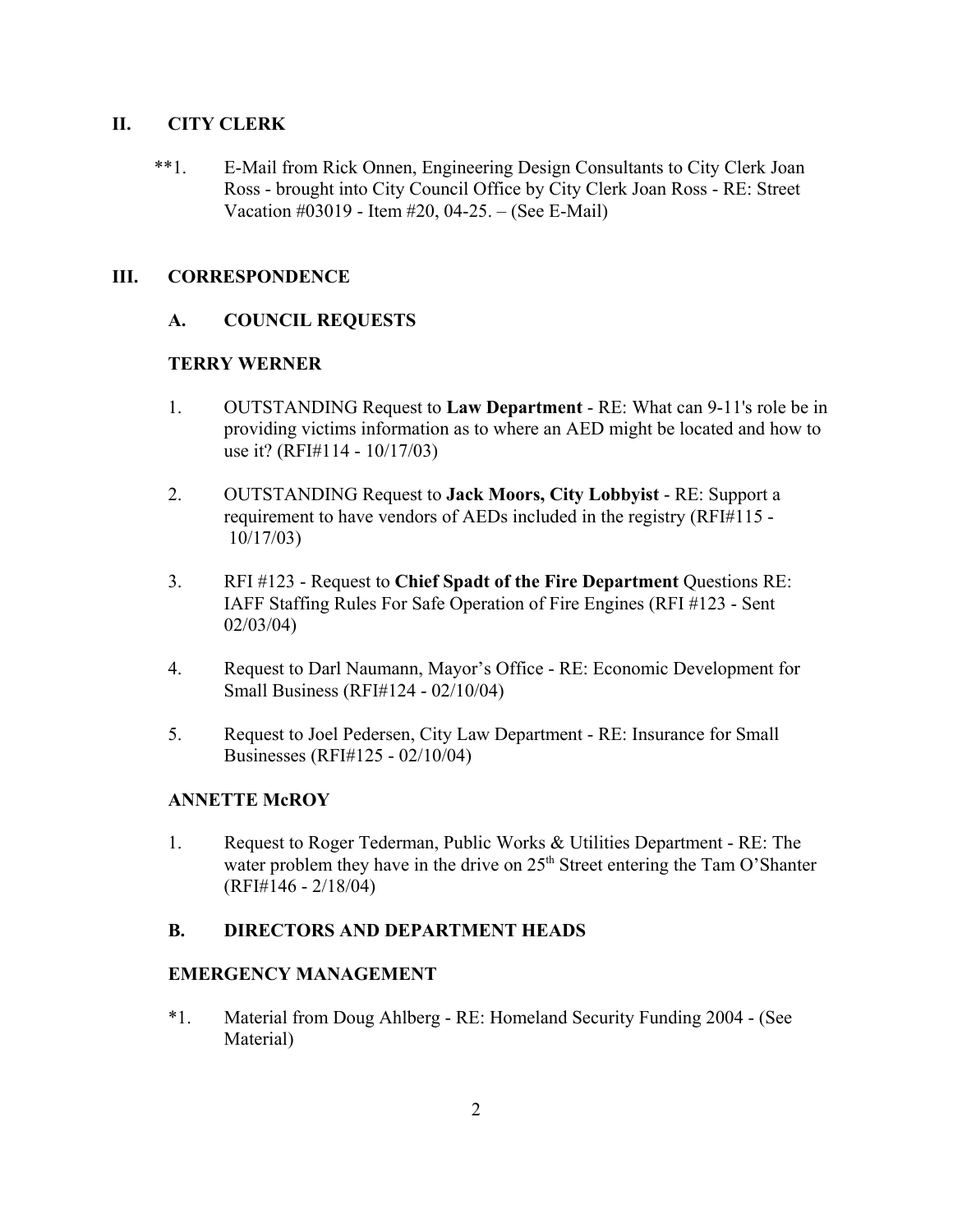## II. CITY CLERK

**1. E-Mail from Rick Onnen, Engineering Design Consultants to City Clerk Joan Ross - brought into City Council Office by City Clerk Joan Ross - RE: Street Vacation #03019 - Item #20, 04-25. – (See E-Mail)

## III. CORRESPONDENCE

### A. COUNCIL REQUESTS

**TERRY WERNER**

1. OUTSTANDING Request to **Law Department** - RE: What can 9-11's role be in providing victims information as to where an AED might be located and how to use it? (RFI#114 - 10/17/03)

2. OUTSTANDING Request to **Jack Moors, City Lobbyist** - RE: Support a requirement to have vendors of AEDs included in the registry (RFI#115 - 10/17/03)

3. RFI #123 - Request to **Chief Spadt of the Fire Department** Questions RE: IAFF Staffing Rules For Safe Operation of Fire Engines (RFI #123 - Sent 02/03/04)

4. Request to Darl Naumann, Mayor's Office - RE: Economic Development for Small Business (RFI#124 - 02/10/04)

5. Request to Joel Pedersen, City Law Department - RE: Insurance for Small Businesses (RFI#125 - 02/10/04)

**ANNETTE McROY**

1. Request to Roger Tederman, Public Works & Utilities Department - RE: The water problem they have in the drive on 25th Street entering the Tam O'Shanter (RFI#146 - 2/18/04)

### B. DIRECTORS AND DEPARTMENT HEADS

**EMERGENCY MANAGEMENT**

*1. Material from Doug Ahlberg - RE: Homeland Security Funding 2004 - (See Material)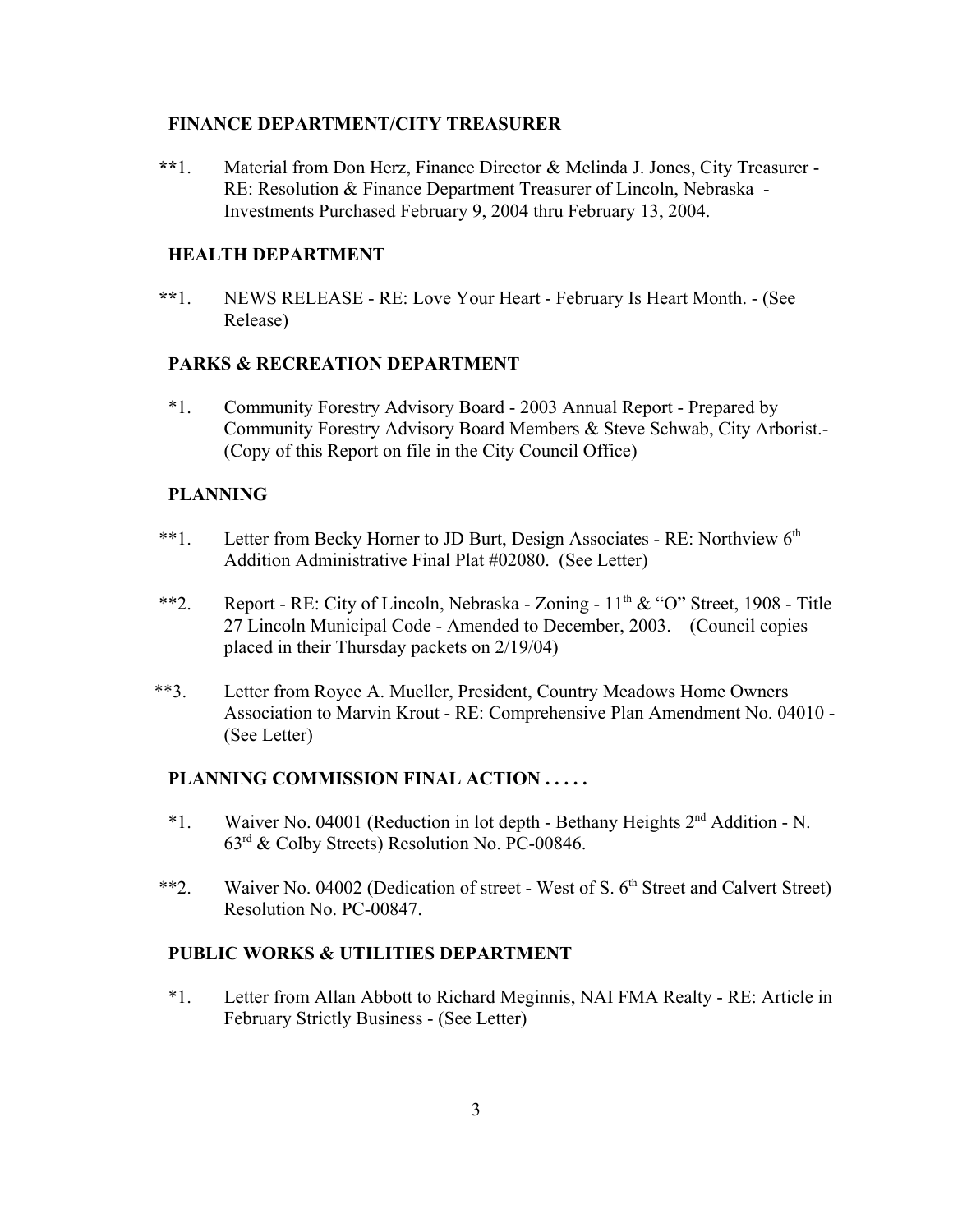### FINANCE DEPARTMENT/CITY TREASURER

**1. Material from Don Herz, Finance Director & Melinda J. Jones, City Treasurer - RE: Resolution & Finance Department Treasurer of Lincoln, Nebraska - Investments Purchased February 9, 2004 thru February 13, 2004.

### HEALTH DEPARTMENT

**1. NEWS RELEASE - RE: Love Your Heart - February Is Heart Month. - (See Release)

### PARKS & RECREATION DEPARTMENT

*1. Community Forestry Advisory Board - 2003 Annual Report - Prepared by Community Forestry Advisory Board Members & Steve Schwab, City Arborist.- (Copy of this Report on file in the City Council Office)

### PLANNING

**1. Letter from Becky Horner to JD Burt, Design Associates - RE: Northview 6th Addition Administrative Final Plat #02080. (See Letter)

**2. Report - RE: City of Lincoln, Nebraska - Zoning - 11th & "O" Street, 1908 - Title 27 Lincoln Municipal Code - Amended to December, 2003. – (Council copies placed in their Thursday packets on 2/19/04)

**3. Letter from Royce A. Mueller, President, Country Meadows Home Owners Association to Marvin Krout - RE: Comprehensive Plan Amendment No. 04010 - (See Letter)

### PLANNING COMMISSION FINAL ACTION . . . . .

*1. Waiver No. 04001 (Reduction in lot depth - Bethany Heights 2nd Addition - N. 63rd & Colby Streets) Resolution No. PC-00846.

**2. Waiver No. 04002 (Dedication of street - West of S. 6th Street and Calvert Street) Resolution No. PC-00847.

### PUBLIC WORKS & UTILITIES DEPARTMENT

*1. Letter from Allan Abbott to Richard Meginnis, NAI FMA Realty - RE: Article in February Strictly Business - (See Letter)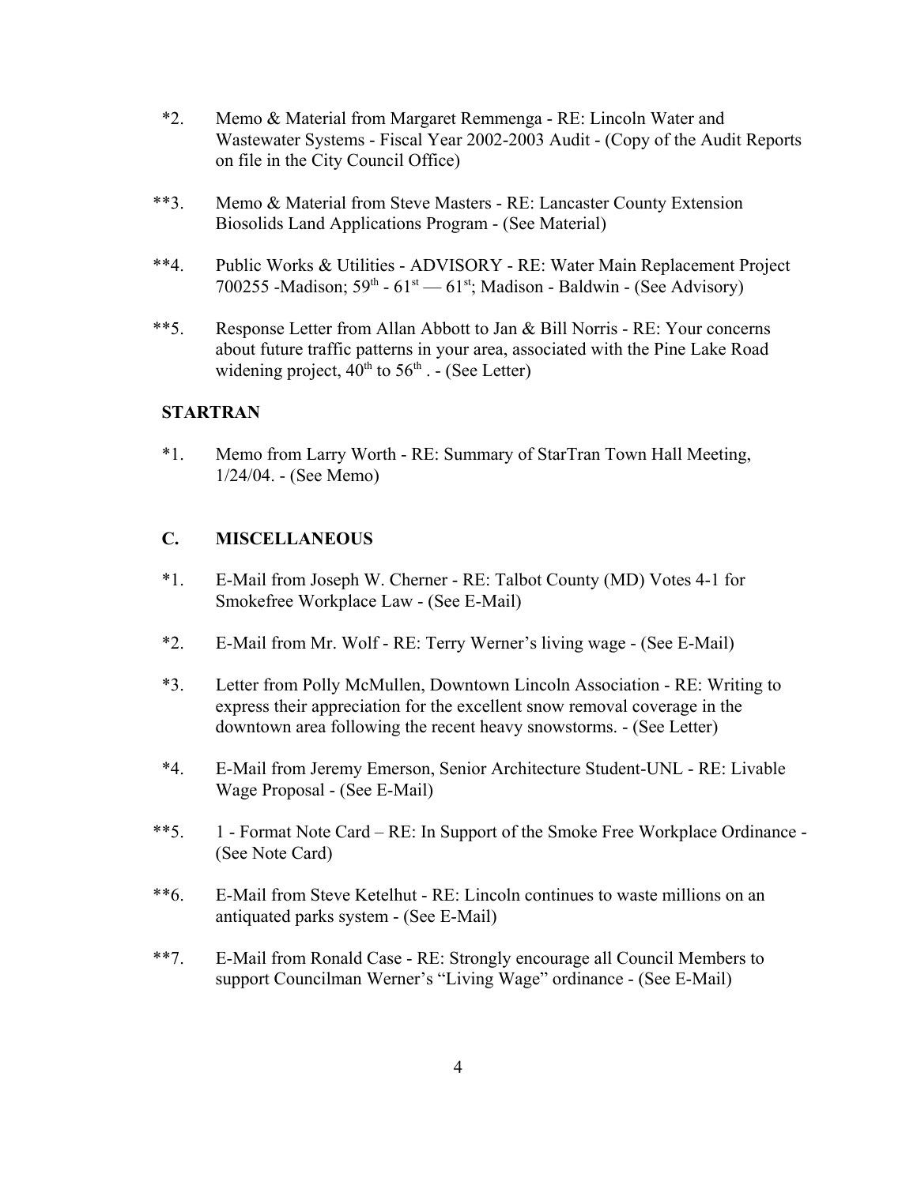*2. Memo & Material from Margaret Remmenga - RE: Lincoln Water and Wastewater Systems - Fiscal Year 2002-2003 Audit - (Copy of the Audit Reports on file in the City Council Office)

**3. Memo & Material from Steve Masters - RE: Lancaster County Extension Biosolids Land Applications Program - (See Material)

**4. Public Works & Utilities - ADVISORY - RE: Water Main Replacement Project 700255 -Madison; 59th - 61st — 61st; Madison - Baldwin - (See Advisory)

**5. Response Letter from Allan Abbott to Jan & Bill Norris - RE: Your concerns about future traffic patterns in your area, associated with the Pine Lake Road widening project, 40th to 56th . - (See Letter)

**STARTRAN**

*1. Memo from Larry Worth - RE: Summary of StarTran Town Hall Meeting, 1/24/04. - (See Memo)

## C. MISCELLANEOUS

*1. E-Mail from Joseph W. Cherner - RE: Talbot County (MD) Votes 4-1 for Smokefree Workplace Law - (See E-Mail)

*2. E-Mail from Mr. Wolf - RE: Terry Werner's living wage - (See E-Mail)

*3. Letter from Polly McMullen, Downtown Lincoln Association - RE: Writing to express their appreciation for the excellent snow removal coverage in the downtown area following the recent heavy snowstorms. - (See Letter)

*4. E-Mail from Jeremy Emerson, Senior Architecture Student-UNL - RE: Livable Wage Proposal - (See E-Mail)

**5. 1 - Format Note Card – RE: In Support of the Smoke Free Workplace Ordinance - (See Note Card)

**6. E-Mail from Steve Ketelhut - RE: Lincoln continues to waste millions on an antiquated parks system - (See E-Mail)

**7. E-Mail from Ronald Case - RE: Strongly encourage all Council Members to support Councilman Werner's "Living Wage" ordinance - (See E-Mail)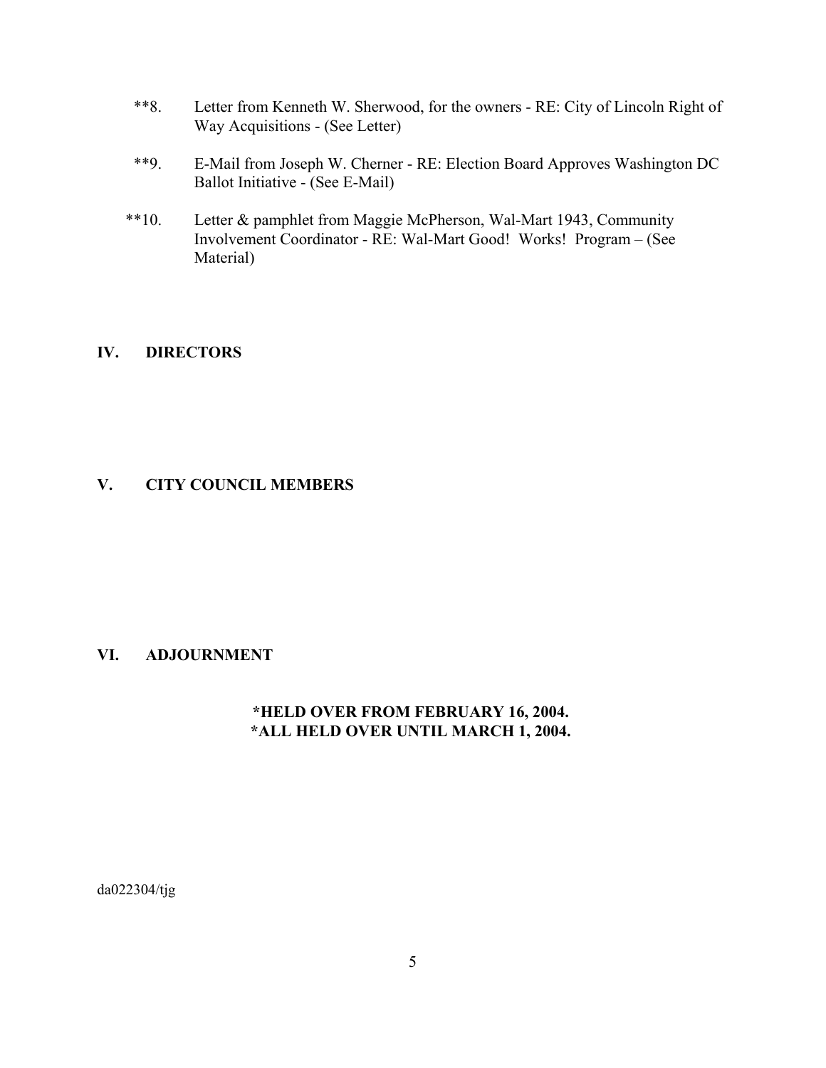**8. Letter from Kenneth W. Sherwood, for the owners - RE: City of Lincoln Right of Way Acquisitions - (See Letter)

**9. E-Mail from Joseph W. Cherner - RE: Election Board Approves Washington DC Ballot Initiative - (See E-Mail)

**10. Letter & pamphlet from Maggie McPherson, Wal-Mart 1943, Community Involvement Coordinator - RE: Wal-Mart Good! Works! Program – (See Material)

## IV. DIRECTORS

## V. CITY COUNCIL MEMBERS

## VI. ADJOURNMENT

**\*HELD OVER FROM FEBRUARY 16, 2004.**
**\*ALL HELD OVER UNTIL MARCH 1, 2004.**

da022304/tjg